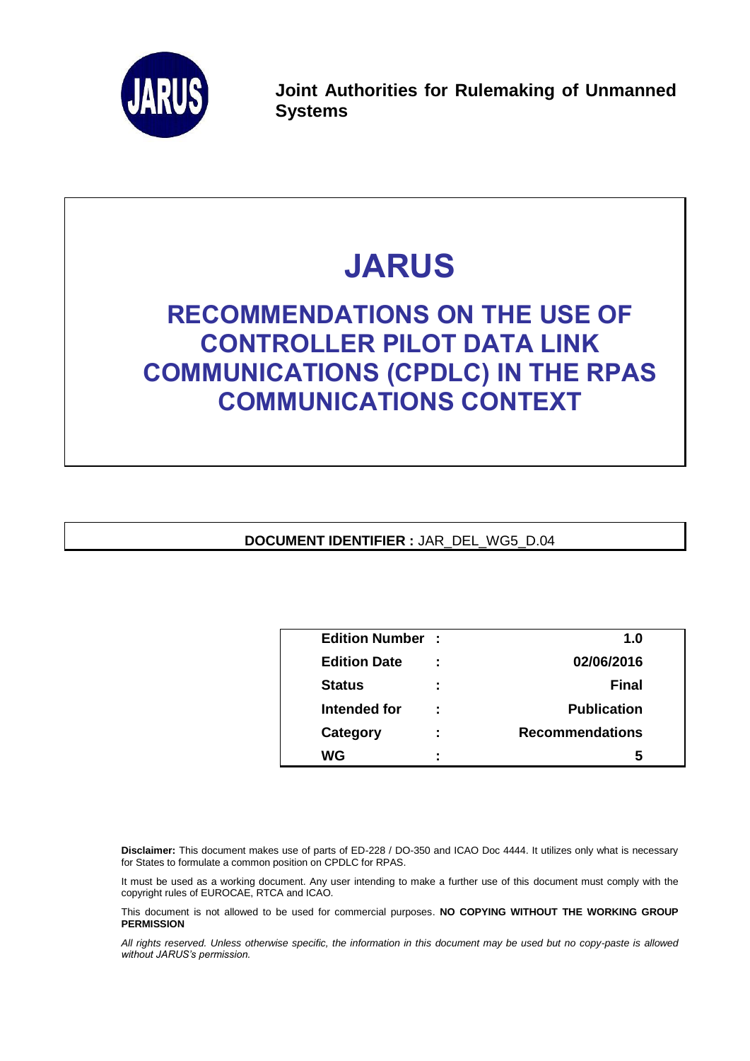**Joint Authorities for Rulemaking of Unmanned Systems**

# JARUS

# RECOMMENDATIONS ON THE USE OF CONTROLLER PILOT DATA LINK COMMUNICATIONS (CPDLC) IN THE RPAS COMMUNICATIONS CONTEXT

**DOCUMENT IDENTIFIER :** JAR_DEL_WG5_D.04

| | | |
|---|---|---|
| **Edition Number** | **:** | **1.0** |
| **Edition Date** | **:** | **02/06/2016** |
| **Status** | **:** | **Final** |
| **Intended for** | **:** | **Publication** |
| **Category** | **:** | **Recommendations** |
| **WG** | **:** | **5** |

**Disclaimer:** This document makes use of parts of ED-228 / DO-350 and ICAO Doc 4444. It utilizes only what is necessary for States to formulate a common position on CPDLC for RPAS.

It must be used as a working document. Any user intending to make a further use of this document must comply with the copyright rules of EUROCAE, RTCA and ICAO.

This document is not allowed to be used for commercial purposes. **NO COPYING WITHOUT THE WORKING GROUP PERMISSION**

*All rights reserved. Unless otherwise specific, the information in this document may be used but no copy-paste is allowed without JARUS's permission.*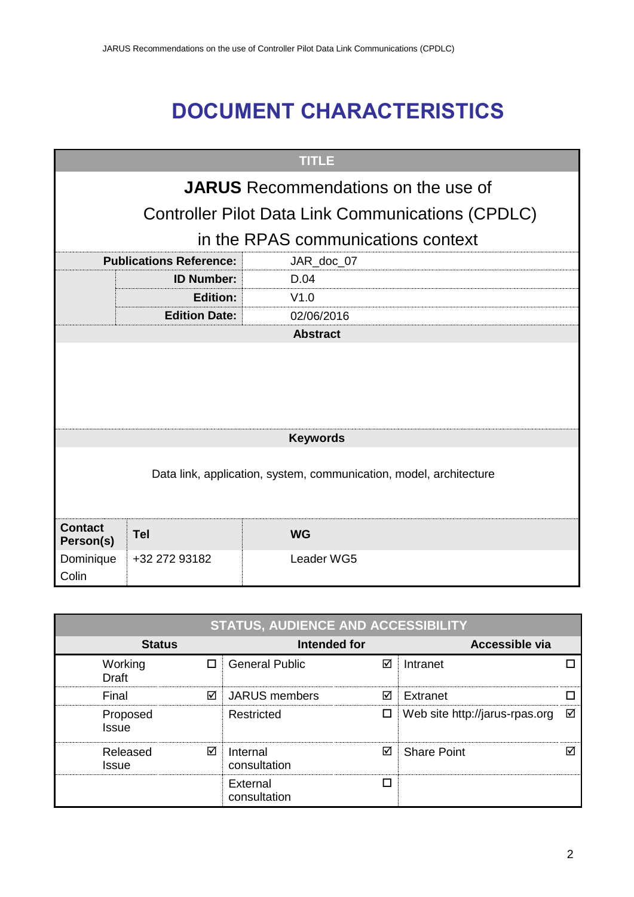# DOCUMENT CHARACTERISTICS

| TITLE | | |
|---|---|---|
| **JARUS** Recommendations on the use of Controller Pilot Data Link Communications (CPDLC) in the RPAS communications context | | |
| **Publications Reference:** | | JAR_doc_07 |
| | **ID Number:** | D.04 |
| | **Edition:** | V1.0 |
| | **Edition Date:** | 02/06/2016 |
| **Abstract** | | |
| | | |
| **Keywords** | | |
| Data link, application, system, communication, model, architecture | | |
| **Contact Person(s)** | **Tel** | **WG** |
| Dominique Colin | +32 272 93182 | Leader WG5 |

| STATUS, AUDIENCE AND ACCESSIBILITY | | | | | |
|---|---|---|---|---|---|
| **Status** | | **Intended for** | | **Accessible via** | |
| Working Draft | ☐ | General Public | ☑ | Intranet | ☐ |
| Final | ☑ | JARUS members | ☑ | Extranet | ☐ |
| Proposed Issue | | Restricted | ☐ | Web site http://jarus-rpas.org | ☑ |
| Released Issue | ☑ | Internal consultation | ☑ | Share Point | ☑ |
| | | External consultation | ☐ | | |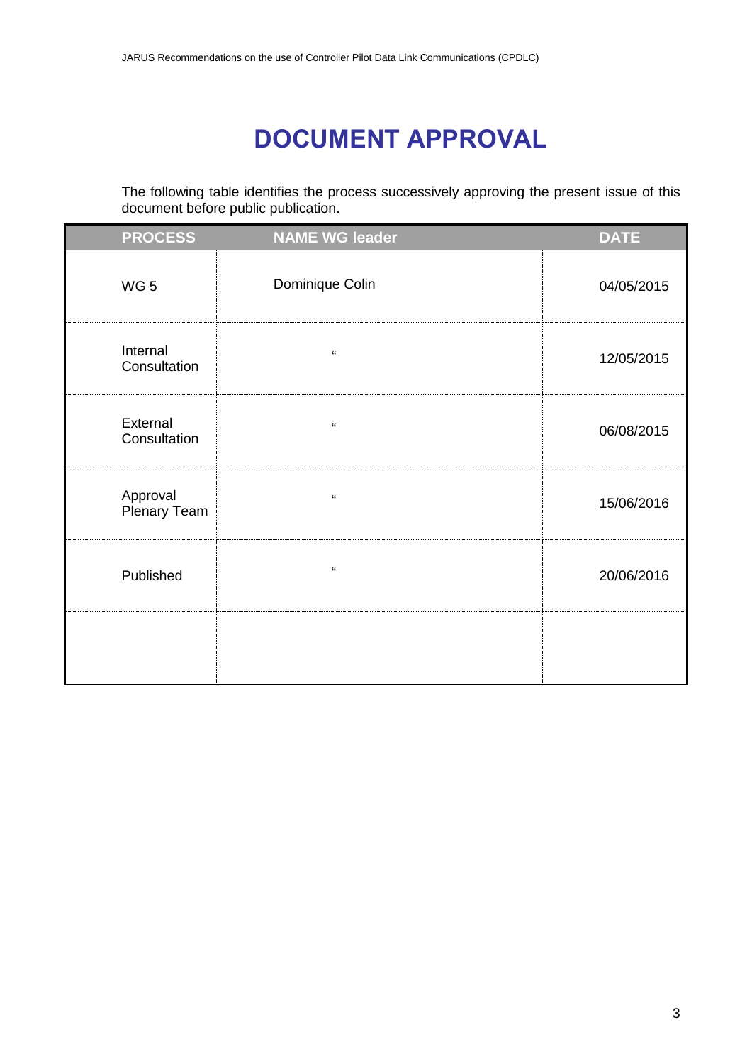# DOCUMENT APPROVAL

The following table identifies the process successively approving the present issue of this document before public publication.

| PROCESS | NAME WG leader | DATE |
|---|---|---|
| WG 5 | Dominique Colin | 04/05/2015 |
| Internal Consultation | " | 12/05/2015 |
| External Consultation | " | 06/08/2015 |
| Approval Plenary Team | " | 15/06/2016 |
| Published | " | 20/06/2016 |
| | | |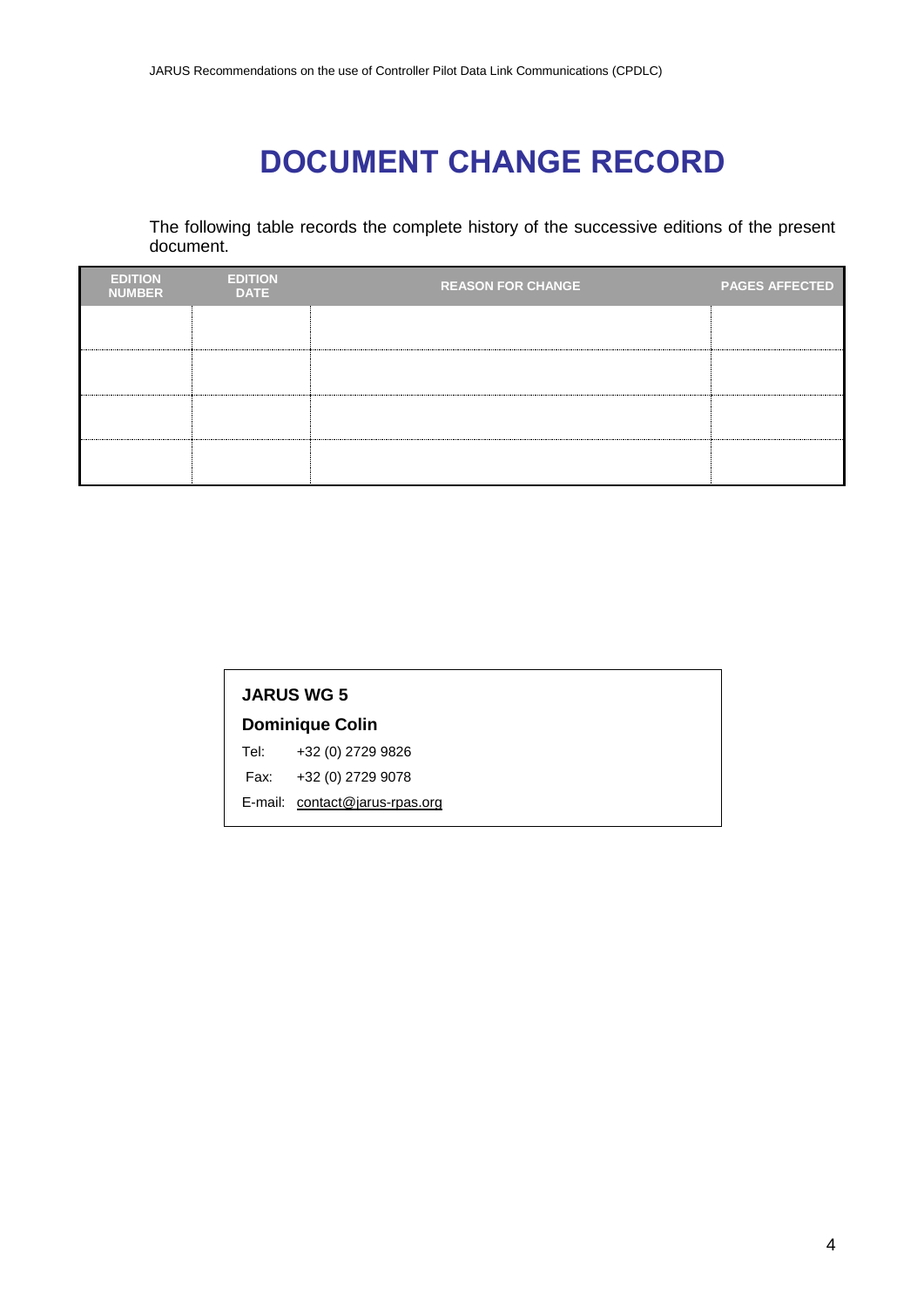# DOCUMENT CHANGE RECORD

The following table records the complete history of the successive editions of the present document.

| EDITION NUMBER | EDITION DATE | REASON FOR CHANGE | PAGES AFFECTED |
|---|---|---|---|
| | | | |
| | | | |
| | | | |
| | | | |

**JARUS WG 5**

**Dominique Colin**

Tel: +32 (0) 2729 9826

Fax: +32 (0) 2729 9078

E-mail: contact@jarus-rpas.org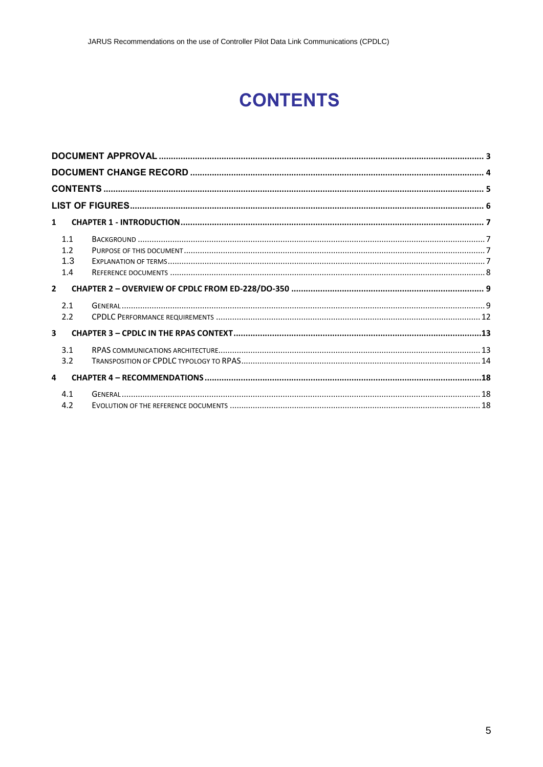# CONTENTS

DOCUMENT APPROVAL ..... 3

DOCUMENT CHANGE RECORD ..... 4

CONTENTS ..... 5

LIST OF FIGURES ..... 6

1 CHAPTER 1 - INTRODUCTION ..... 7

- 1.1 BACKGROUND ..... 7
- 1.2 PURPOSE OF THIS DOCUMENT ..... 7
- 1.3 EXPLANATION OF TERMS ..... 7
- 1.4 REFERENCE DOCUMENTS ..... 8

2 CHAPTER 2 – OVERVIEW OF CPDLC FROM ED-228/DO-350 ..... 9

- 2.1 GENERAL ..... 9
- 2.2 CPDLC PERFORMANCE REQUIREMENTS ..... 12

3 CHAPTER 3 – CPDLC IN THE RPAS CONTEXT ..... 13

- 3.1 RPAS COMMUNICATIONS ARCHITECTURE ..... 13
- 3.2 TRANSPOSITION OF CPDLC TYPOLOGY TO RPAS ..... 14

4 CHAPTER 4 – RECOMMENDATIONS ..... 18

- 4.1 GENERAL ..... 18
- 4.2 EVOLUTION OF THE REFERENCE DOCUMENTS ..... 18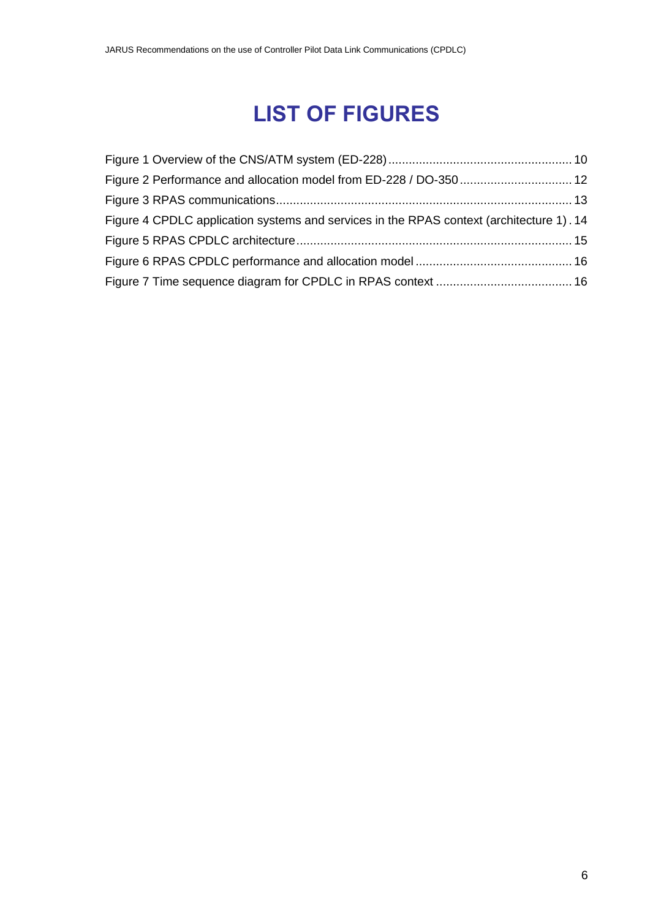# LIST OF FIGURES

Figure 1 Overview of the CNS/ATM system (ED-228) ..... 10
Figure 2 Performance and allocation model from ED-228 / DO-350 ..... 12
Figure 3 RPAS communications ..... 13
Figure 4 CPDLC application systems and services in the RPAS context (architecture 1) . 14
Figure 5 RPAS CPDLC architecture ..... 15
Figure 6 RPAS CPDLC performance and allocation model ..... 16
Figure 7 Time sequence diagram for CPDLC in RPAS context ..... 16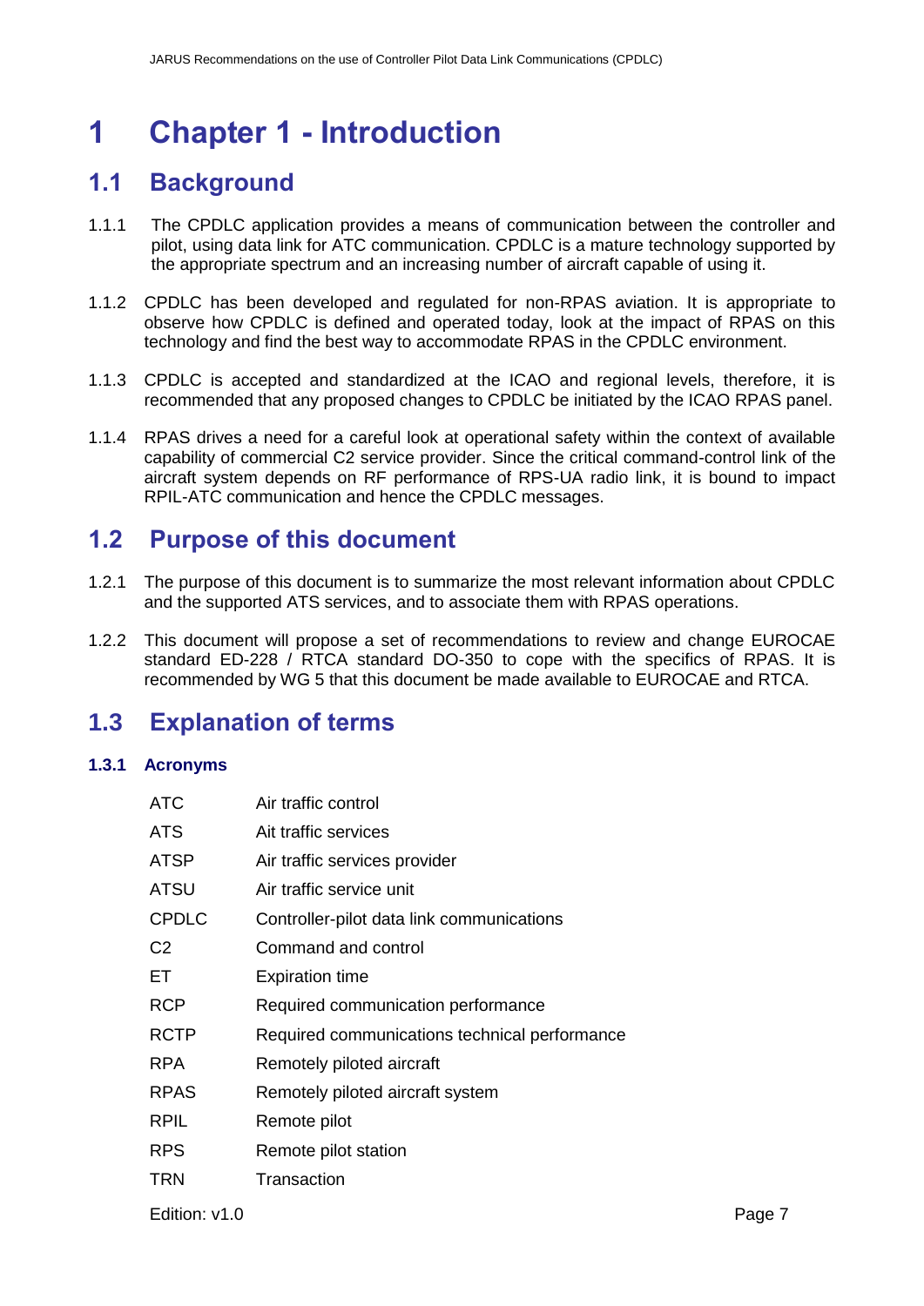# 1 Chapter 1 - Introduction

## 1.1 Background

1.1.1 The CPDLC application provides a means of communication between the controller and pilot, using data link for ATC communication. CPDLC is a mature technology supported by the appropriate spectrum and an increasing number of aircraft capable of using it.

1.1.2 CPDLC has been developed and regulated for non-RPAS aviation. It is appropriate to observe how CPDLC is defined and operated today, look at the impact of RPAS on this technology and find the best way to accommodate RPAS in the CPDLC environment.

1.1.3 CPDLC is accepted and standardized at the ICAO and regional levels, therefore, it is recommended that any proposed changes to CPDLC be initiated by the ICAO RPAS panel.

1.1.4 RPAS drives a need for a careful look at operational safety within the context of available capability of commercial C2 service provider. Since the critical command-control link of the aircraft system depends on RF performance of RPS-UA radio link, it is bound to impact RPIL-ATC communication and hence the CPDLC messages.

## 1.2 Purpose of this document

1.2.1 The purpose of this document is to summarize the most relevant information about CPDLC and the supported ATS services, and to associate them with RPAS operations.

1.2.2 This document will propose a set of recommendations to review and change EUROCAE standard ED-228 / RTCA standard DO-350 to cope with the specifics of RPAS. It is recommended by WG 5 that this document be made available to EUROCAE and RTCA.

## 1.3 Explanation of terms

### 1.3.1 Acronyms

| | |
|---|---|
| ATC | Air traffic control |
| ATS | Ait traffic services |
| ATSP | Air traffic services provider |
| ATSU | Air traffic service unit |
| CPDLC | Controller-pilot data link communications |
| C2 | Command and control |
| ET | Expiration time |
| RCP | Required communication performance |
| RCTP | Required communications technical performance |
| RPA | Remotely piloted aircraft |
| RPAS | Remotely piloted aircraft system |
| RPIL | Remote pilot |
| RPS | Remote pilot station |
| TRN | Transaction |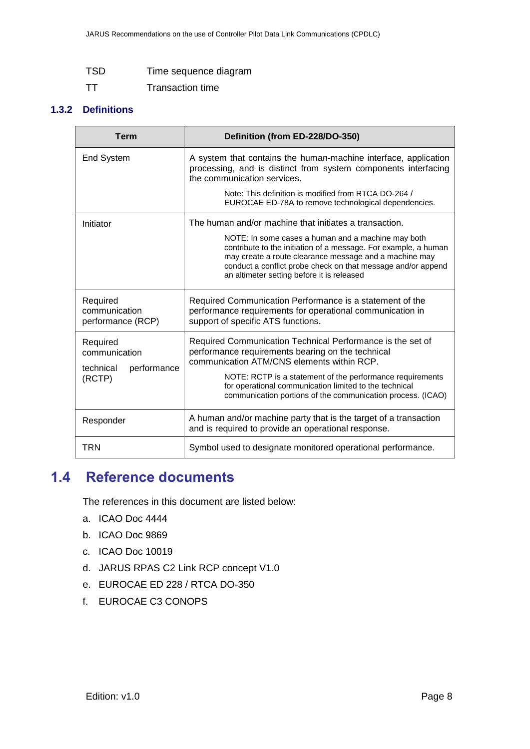TSD Time sequence diagram

TT Transaction time

### 1.3.2 Definitions

| Term | Definition (from ED-228/DO-350) |
| --- | --- |
| End System | A system that contains the human-machine interface, application processing, and is distinct from system components interfacing the communication services. <br><br> Note: This definition is modified from RTCA DO-264 / EUROCAE ED-78A to remove technological dependencies. |
| Initiator | The human and/or machine that initiates a transaction. <br><br> NOTE: In some cases a human and a machine may both contribute to the initiation of a message. For example, a human may create a route clearance message and a machine may conduct a conflict probe check on that message and/or append an altimeter setting before it is released |
| Required communication performance (RCP) | Required Communication Performance is a statement of the performance requirements for operational communication in support of specific ATS functions. |
| Required communication technical performance (RCTP) | Required Communication Technical Performance is the set of performance requirements bearing on the technical communication ATM/CNS elements within RCP. <br><br> NOTE: RCTP is a statement of the performance requirements for operational communication limited to the technical communication portions of the communication process. (ICAO) |
| Responder | A human and/or machine party that is the target of a transaction and is required to provide an operational response. |
| TRN | Symbol used to designate monitored operational performance. |

## 1.4 Reference documents

The references in this document are listed below:

a. ICAO Doc 4444
b. ICAO Doc 9869
c. ICAO Doc 10019
d. JARUS RPAS C2 Link RCP concept V1.0
e. EUROCAE ED 228 / RTCA DO-350
f. EUROCAE C3 CONOPS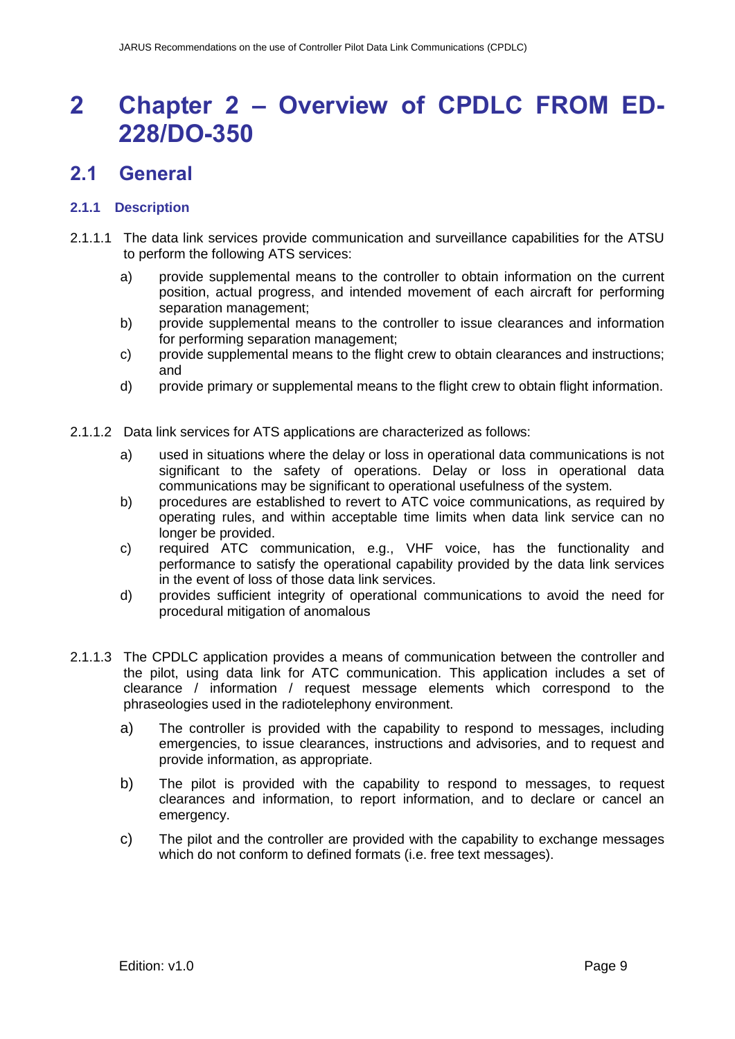# 2 Chapter 2 – Overview of CPDLC FROM ED-228/DO-350

## 2.1 General

### 2.1.1 Description

2.1.1.1 The data link services provide communication and surveillance capabilities for the ATSU to perform the following ATS services:

a) provide supplemental means to the controller to obtain information on the current position, actual progress, and intended movement of each aircraft for performing separation management;

b) provide supplemental means to the controller to issue clearances and information for performing separation management;

c) provide supplemental means to the flight crew to obtain clearances and instructions; and

d) provide primary or supplemental means to the flight crew to obtain flight information.

2.1.1.2 Data link services for ATS applications are characterized as follows:

a) used in situations where the delay or loss in operational data communications is not significant to the safety of operations. Delay or loss in operational data communications may be significant to operational usefulness of the system.

b) procedures are established to revert to ATC voice communications, as required by operating rules, and within acceptable time limits when data link service can no longer be provided.

c) required ATC communication, e.g., VHF voice, has the functionality and performance to satisfy the operational capability provided by the data link services in the event of loss of those data link services.

d) provides sufficient integrity of operational communications to avoid the need for procedural mitigation of anomalous

2.1.1.3 The CPDLC application provides a means of communication between the controller and the pilot, using data link for ATC communication. This application includes a set of clearance / information / request message elements which correspond to the phraseologies used in the radiotelephony environment.

a) The controller is provided with the capability to respond to messages, including emergencies, to issue clearances, instructions and advisories, and to request and provide information, as appropriate.

b) The pilot is provided with the capability to respond to messages, to request clearances and information, to report information, and to declare or cancel an emergency.

c) The pilot and the controller are provided with the capability to exchange messages which do not conform to defined formats (i.e. free text messages).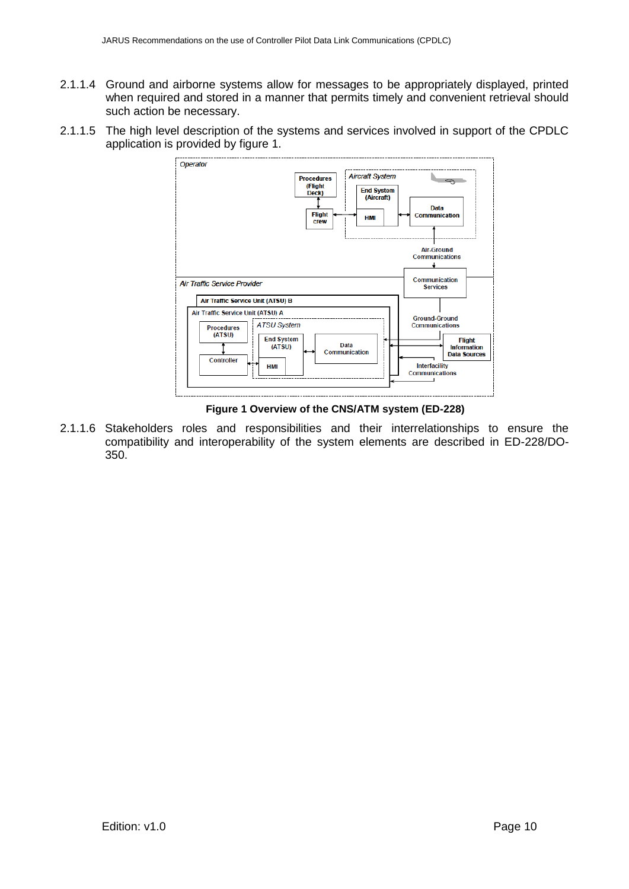2.1.1.4 Ground and airborne systems allow for messages to be appropriately displayed, printed when required and stored in a manner that permits timely and convenient retrieval should such action be necessary.

2.1.1.5 The high level description of the systems and services involved in support of the CPDLC application is provided by figure 1.

**Figure 1 Overview of the CNS/ATM system (ED-228)**

2.1.1.6 Stakeholders roles and responsibilities and their interrelationships to ensure the compatibility and interoperability of the system elements are described in ED-228/DO-350.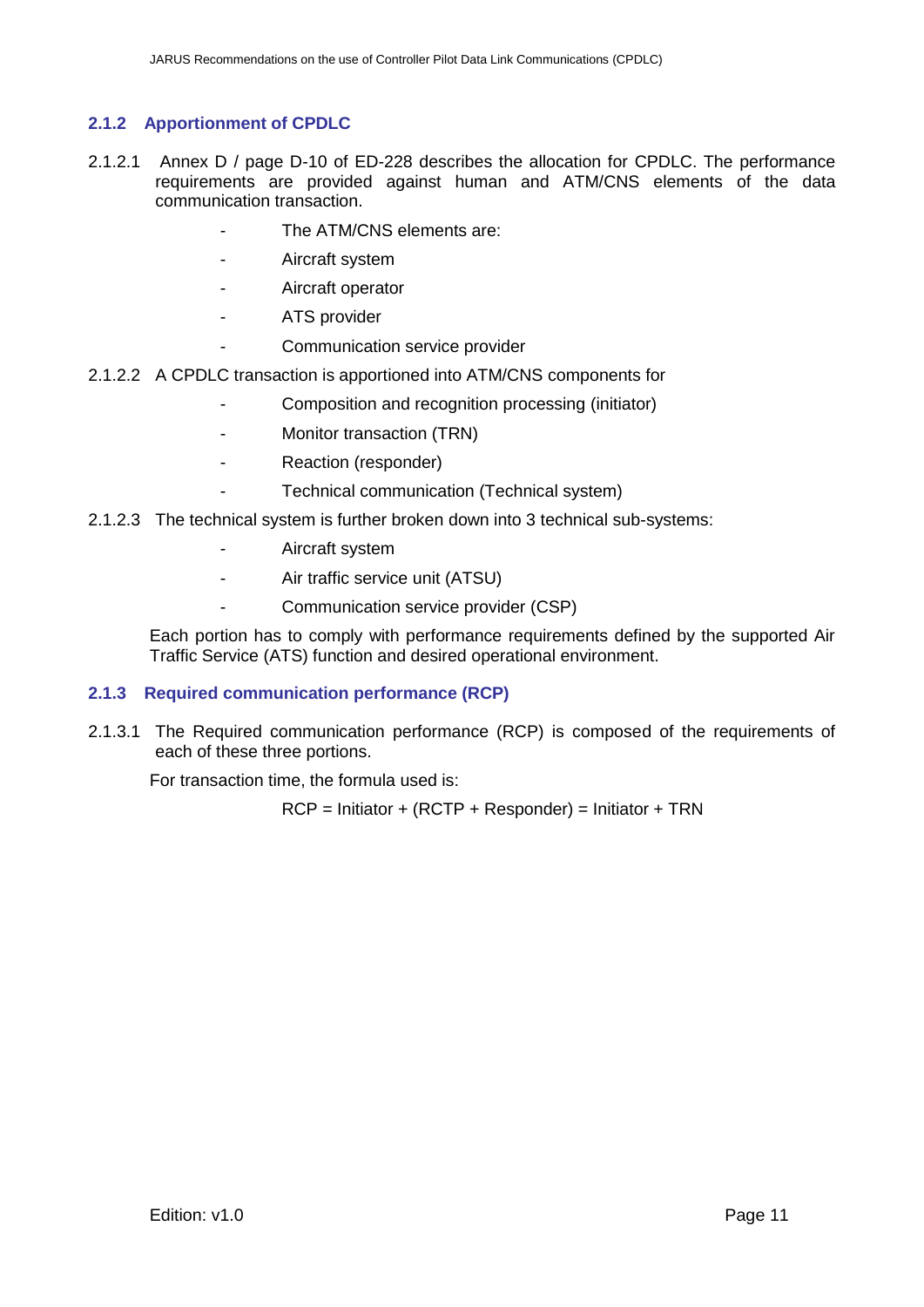### 2.1.2 Apportionment of CPDLC

2.1.2.1 Annex D / page D-10 of ED-228 describes the allocation for CPDLC. The performance requirements are provided against human and ATM/CNS elements of the data communication transaction.

- The ATM/CNS elements are:
- Aircraft system
- Aircraft operator
- ATS provider
- Communication service provider

2.1.2.2 A CPDLC transaction is apportioned into ATM/CNS components for

- Composition and recognition processing (initiator)
- Monitor transaction (TRN)
- Reaction (responder)
- Technical communication (Technical system)

2.1.2.3 The technical system is further broken down into 3 technical sub-systems:

- Aircraft system
- Air traffic service unit (ATSU)
- Communication service provider (CSP)

Each portion has to comply with performance requirements defined by the supported Air Traffic Service (ATS) function and desired operational environment.

### 2.1.3 Required communication performance (RCP)

2.1.3.1 The Required communication performance (RCP) is composed of the requirements of each of these three portions.

For transaction time, the formula used is:

RCP = Initiator + (RCTP + Responder) = Initiator + TRN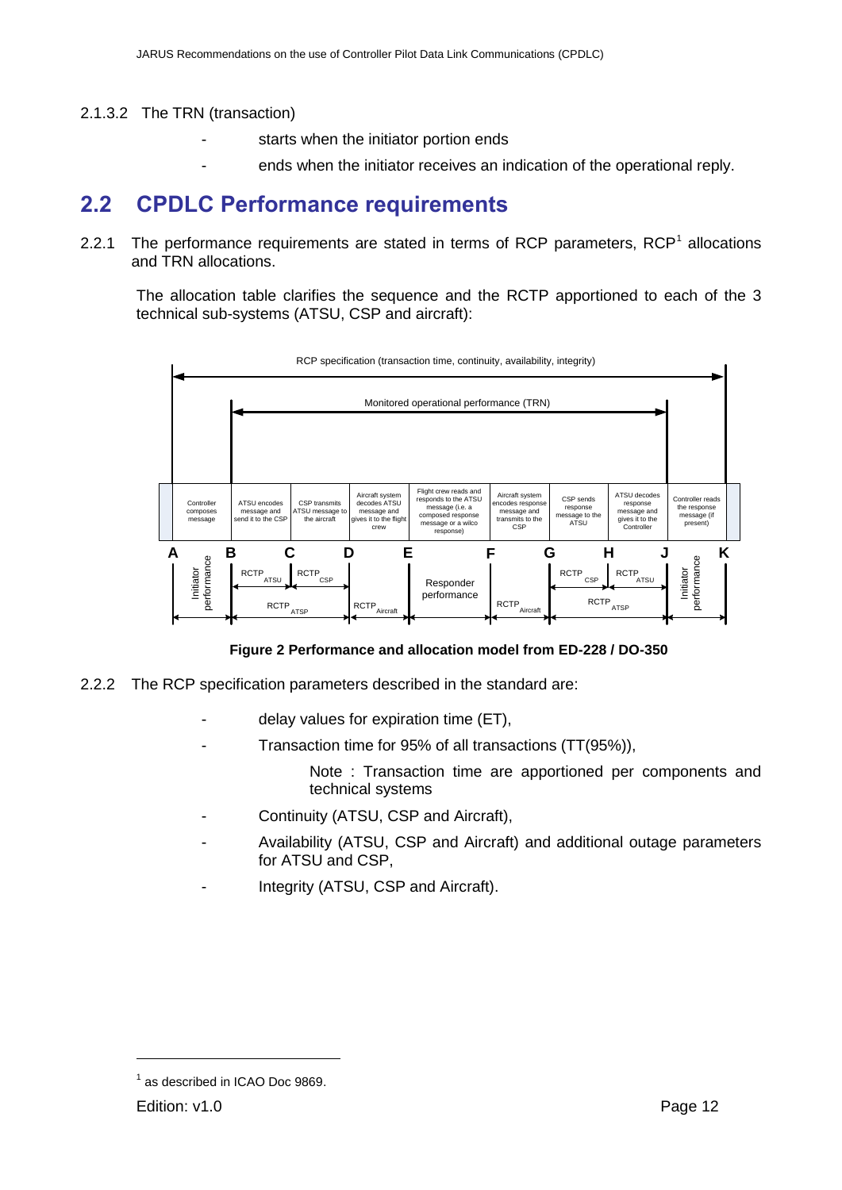2.1.3.2 The TRN (transaction)

- starts when the initiator portion ends
- ends when the initiator receives an indication of the operational reply.

## 2.2 CPDLC Performance requirements

2.2.1 The performance requirements are stated in terms of RCP parameters, RCP[1] allocations and TRN allocations.

The allocation table clarifies the sequence and the RCTP apportioned to each of the 3 technical sub-systems (ATSU, CSP and aircraft):

Figure 2 Performance and allocation model from ED-228 / DO-350

2.2.2 The RCP specification parameters described in the standard are:

- delay values for expiration time (ET),
- Transaction time for 95% of all transactions (TT(95%)),

  Note : Transaction time are apportioned per components and technical systems

- Continuity (ATSU, CSP and Aircraft),
- Availability (ATSU, CSP and Aircraft) and additional outage parameters for ATSU and CSP,
- Integrity (ATSU, CSP and Aircraft).

[1] as described in ICAO Doc 9869.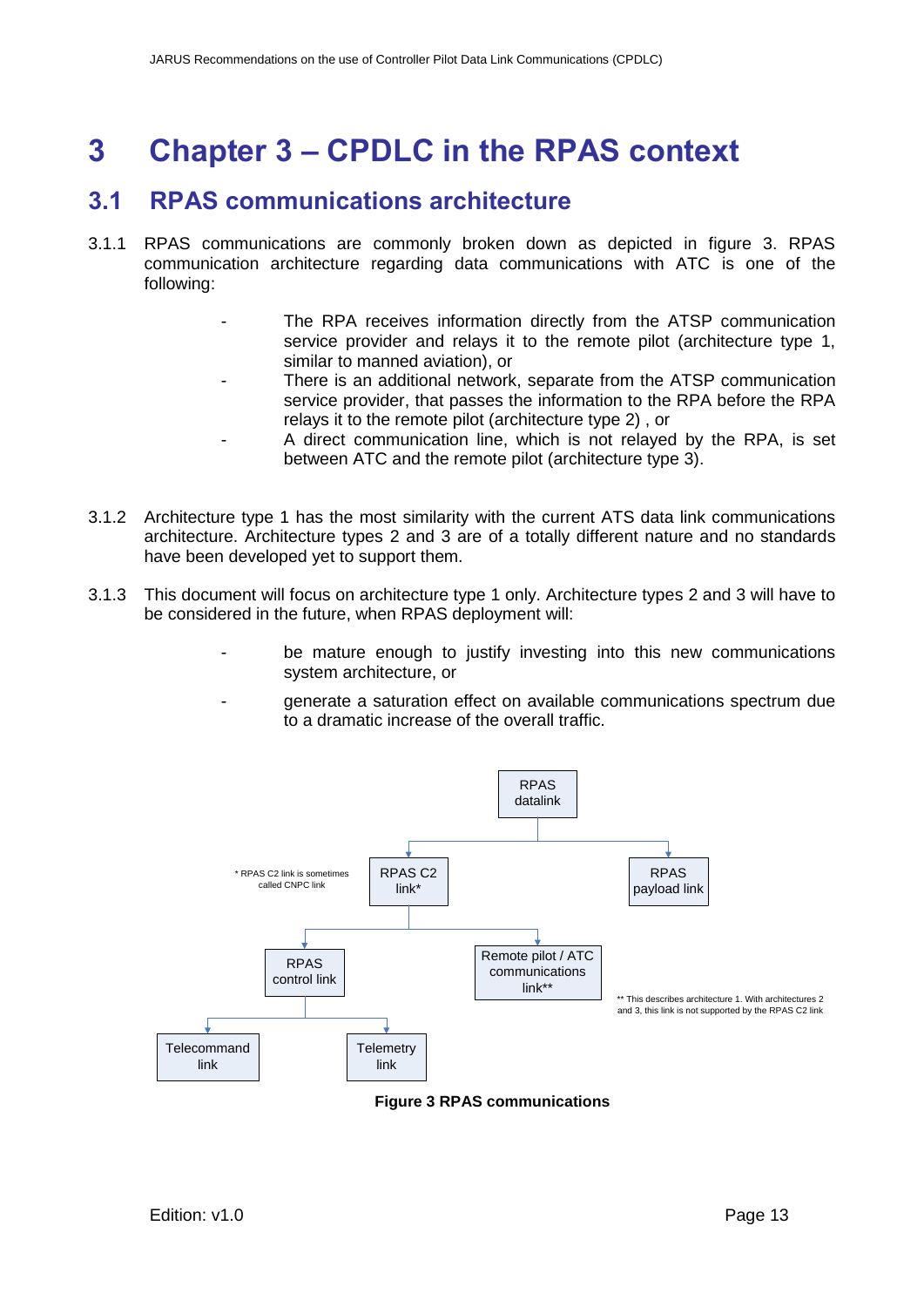# 3 Chapter 3 – CPDLC in the RPAS context

## 3.1 RPAS communications architecture

3.1.1 RPAS communications are commonly broken down as depicted in figure 3. RPAS communication architecture regarding data communications with ATC is one of the following:

- The RPA receives information directly from the ATSP communication service provider and relays it to the remote pilot (architecture type 1, similar to manned aviation), or
- There is an additional network, separate from the ATSP communication service provider, that passes the information to the RPA before the RPA relays it to the remote pilot (architecture type 2) , or
- A direct communication line, which is not relayed by the RPA, is set between ATC and the remote pilot (architecture type 3).

3.1.2 Architecture type 1 has the most similarity with the current ATS data link communications architecture. Architecture types 2 and 3 are of a totally different nature and no standards have been developed yet to support them.

3.1.3 This document will focus on architecture type 1 only. Architecture types 2 and 3 will have to be considered in the future, when RPAS deployment will:

- be mature enough to justify investing into this new communications system architecture, or
- generate a saturation effect on available communications spectrum due to a dramatic increase of the overall traffic.

- RPAS datalink
  - RPAS C2 link*
    - RPAS control link
      - Telecommand link
      - Telemetry link
    - Remote pilot / ATC communications link**
  - RPAS payload link

\* RPAS C2 link is sometimes called CNPC link

\*\* This describes architecture 1. With architectures 2 and 3, this link is not supported by the RPAS C2 link

**Figure 3 RPAS communications**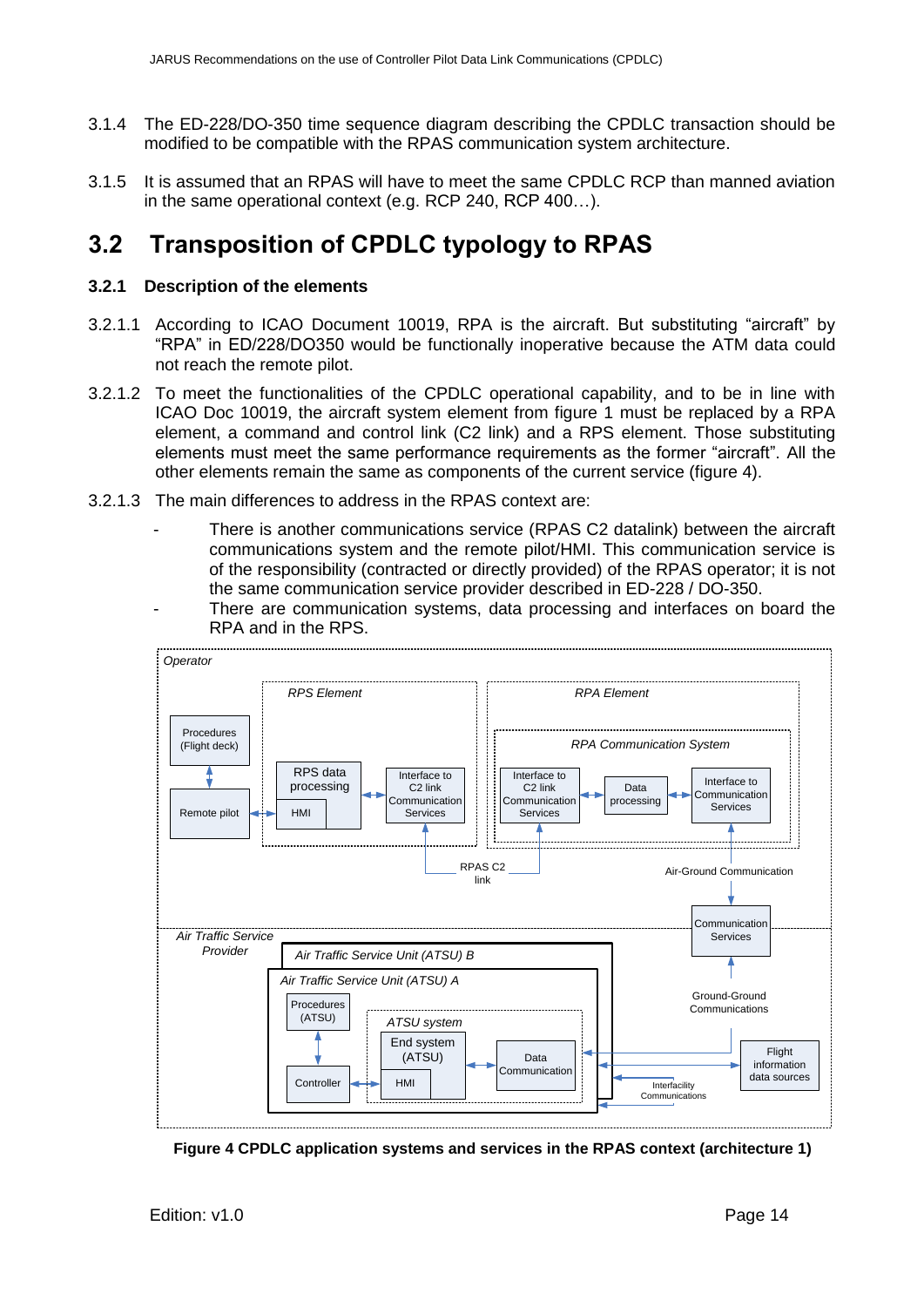3.1.4 The ED-228/DO-350 time sequence diagram describing the CPDLC transaction should be modified to be compatible with the RPAS communication system architecture.

3.1.5 It is assumed that an RPAS will have to meet the same CPDLC RCP than manned aviation in the same operational context (e.g. RCP 240, RCP 400…).

## 3.2 Transposition of CPDLC typology to RPAS

### 3.2.1 Description of the elements

3.2.1.1 According to ICAO Document 10019, RPA is the aircraft. But substituting "aircraft" by "RPA" in ED/228/DO350 would be functionally inoperative because the ATM data could not reach the remote pilot.

3.2.1.2 To meet the functionalities of the CPDLC operational capability, and to be in line with ICAO Doc 10019, the aircraft system element from figure 1 must be replaced by a RPA element, a command and control link (C2 link) and a RPS element. Those substituting elements must meet the same performance requirements as the former "aircraft". All the other elements remain the same as components of the current service (figure 4).

3.2.1.3 The main differences to address in the RPAS context are:

- There is another communications service (RPAS C2 datalink) between the aircraft communications system and the remote pilot/HMI. This communication service is of the responsibility (contracted or directly provided) of the RPAS operator; it is not the same communication service provider described in ED-228 / DO-350.
- There are communication systems, data processing and interfaces on board the RPA and in the RPS.

**Figure 4 CPDLC application systems and services in the RPAS context (architecture 1)**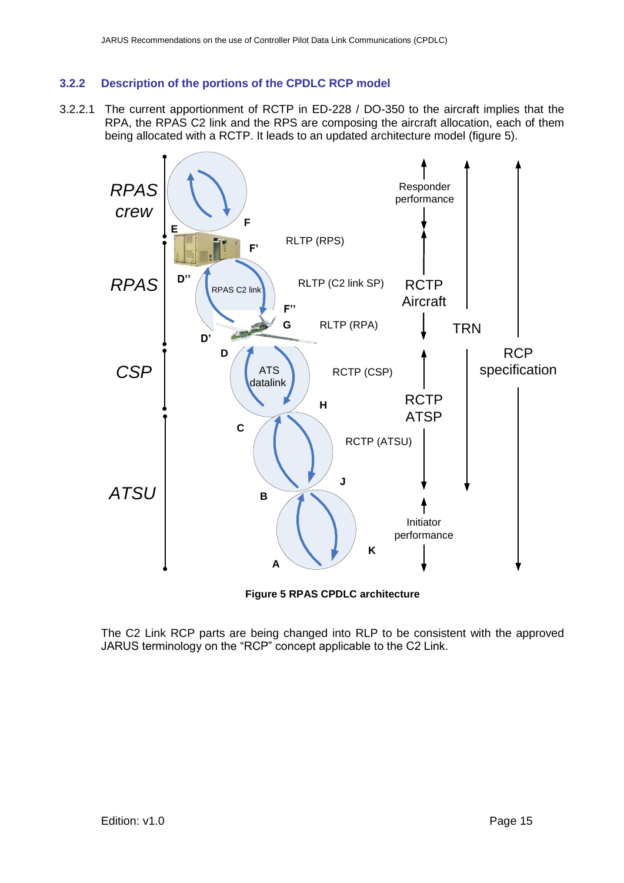### 3.2.2 Description of the portions of the CPDLC RCP model

3.2.2.1 The current apportionment of RCTP in ED-228 / DO-350 to the aircraft implies that the RPA, the RPAS C2 link and the RPS are composing the aircraft allocation, each of them being allocated with a RCTP. It leads to an updated architecture model (figure 5).

**Figure 5 RPAS CPDLC architecture**

The C2 Link RCP parts are being changed into RLP to be consistent with the approved JARUS terminology on the "RCP" concept applicable to the C2 Link.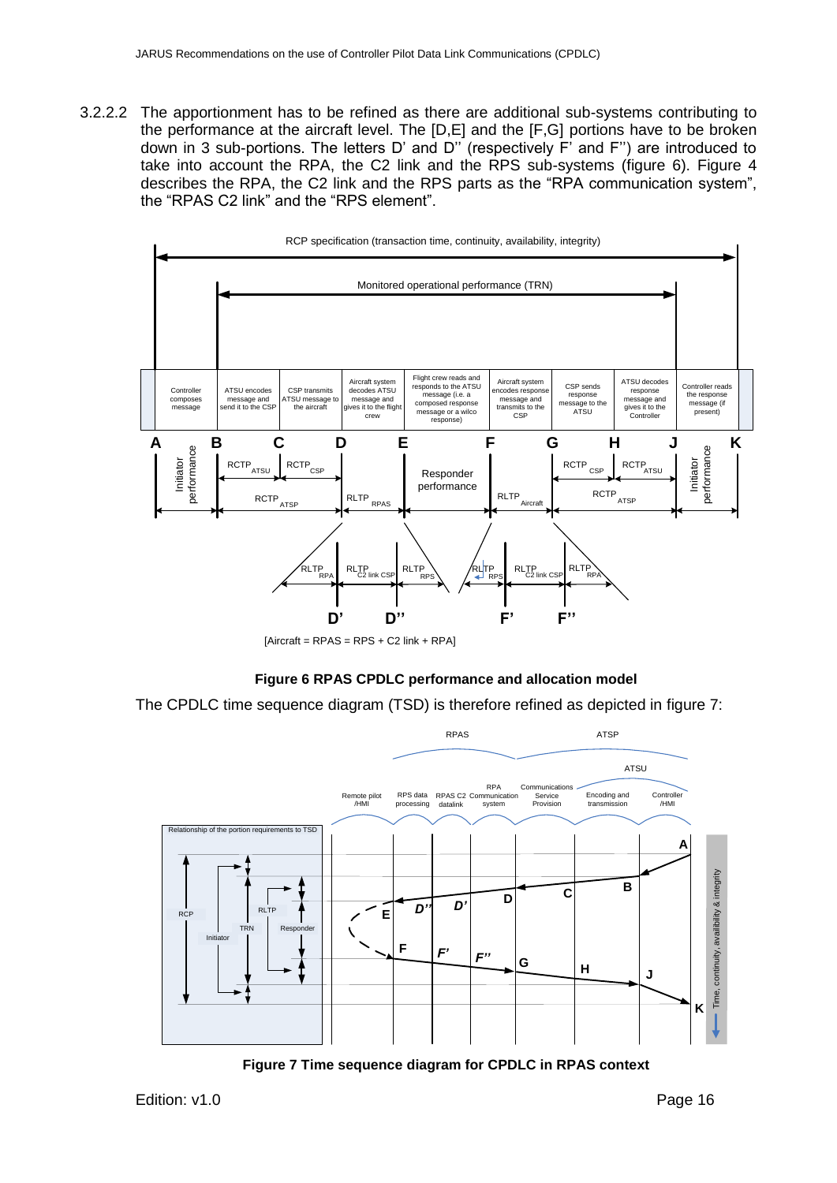3.2.2.2 The apportionment has to be refined as there are additional sub-systems contributing to the performance at the aircraft level. The [D,E] and the [F,G] portions have to be broken down in 3 sub-portions. The letters D’ and D’’ (respectively F’ and F’’) are introduced to take into account the RPA, the C2 link and the RPS sub-systems (figure 6). Figure 4 describes the RPA, the C2 link and the RPS parts as the “RPA communication system”, the “RPAS C2 link” and the “RPS element”.

**Figure 6 RPAS CPDLC performance and allocation model**

The CPDLC time sequence diagram (TSD) is therefore refined as depicted in figure 7:

**Figure 7 Time sequence diagram for CPDLC in RPAS context**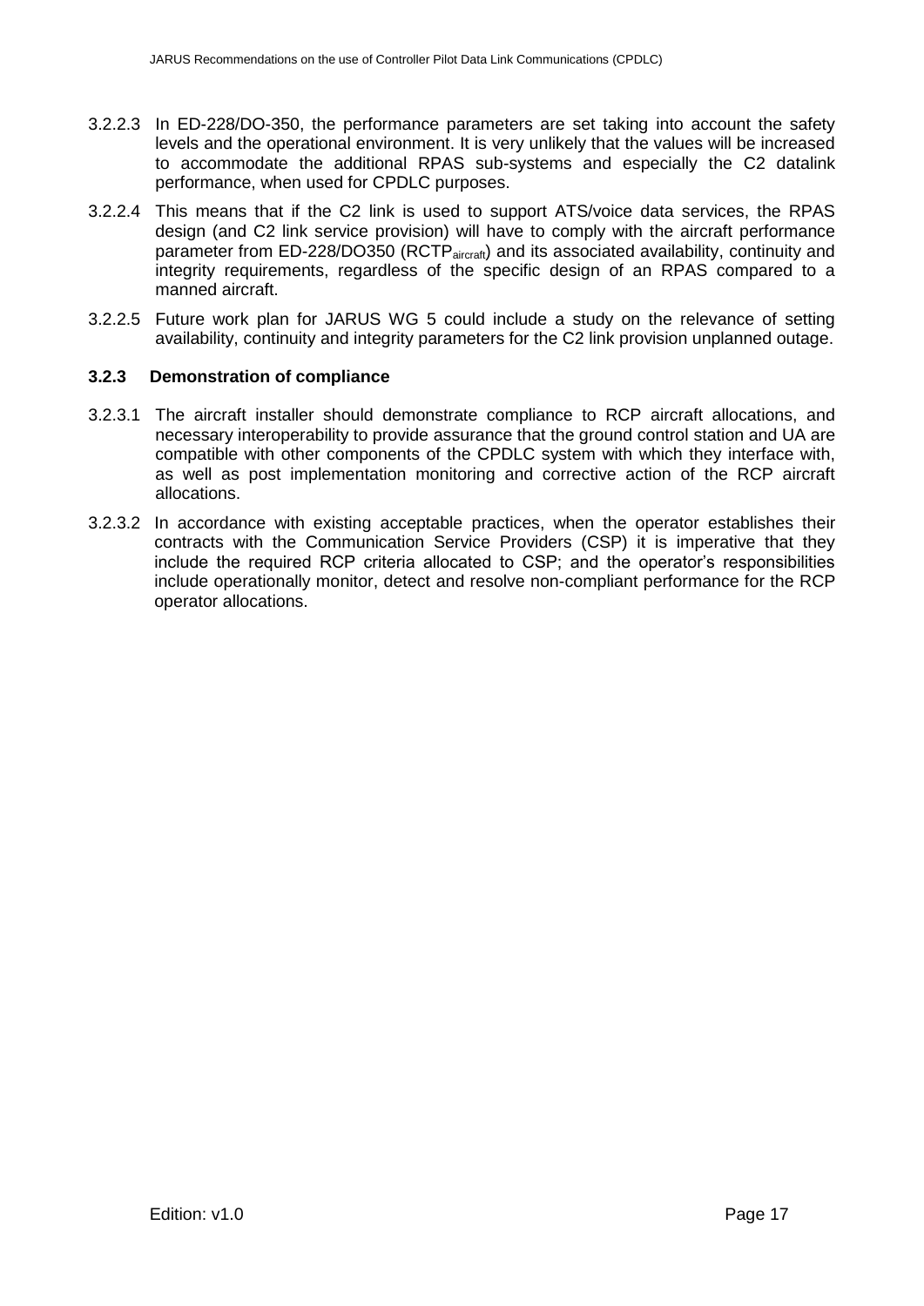3.2.2.3 In ED-228/DO-350, the performance parameters are set taking into account the safety levels and the operational environment. It is very unlikely that the values will be increased to accommodate the additional RPAS sub-systems and especially the C2 datalink performance, when used for CPDLC purposes.

3.2.2.4 This means that if the C2 link is used to support ATS/voice data services, the RPAS design (and C2 link service provision) will have to comply with the aircraft performance parameter from ED-228/DO350 ($RCTP_{aircraft}$) and its associated availability, continuity and integrity requirements, regardless of the specific design of an RPAS compared to a manned aircraft.

3.2.2.5 Future work plan for JARUS WG 5 could include a study on the relevance of setting availability, continuity and integrity parameters for the C2 link provision unplanned outage.

### 3.2.3 Demonstration of compliance

3.2.3.1 The aircraft installer should demonstrate compliance to RCP aircraft allocations, and necessary interoperability to provide assurance that the ground control station and UA are compatible with other components of the CPDLC system with which they interface with, as well as post implementation monitoring and corrective action of the RCP aircraft allocations.

3.2.3.2 In accordance with existing acceptable practices, when the operator establishes their contracts with the Communication Service Providers (CSP) it is imperative that they include the required RCP criteria allocated to CSP; and the operator's responsibilities include operationally monitor, detect and resolve non-compliant performance for the RCP operator allocations.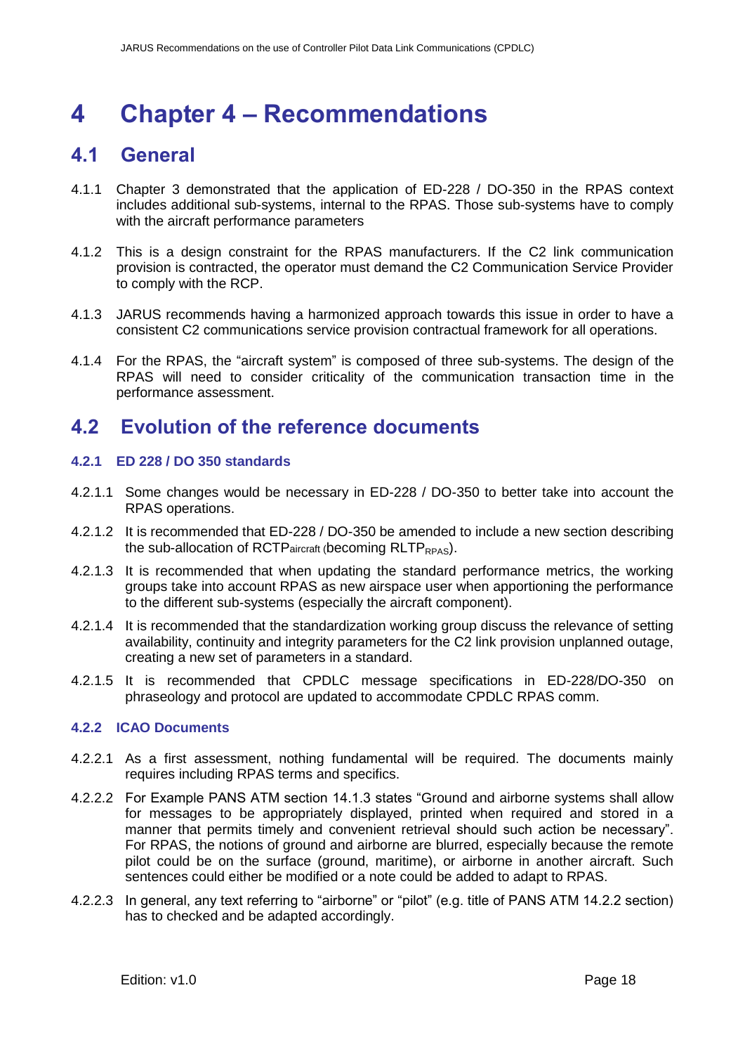# 4 Chapter 4 – Recommendations

## 4.1 General

4.1.1 Chapter 3 demonstrated that the application of ED-228 / DO-350 in the RPAS context includes additional sub-systems, internal to the RPAS. Those sub-systems have to comply with the aircraft performance parameters

4.1.2 This is a design constraint for the RPAS manufacturers. If the C2 link communication provision is contracted, the operator must demand the C2 Communication Service Provider to comply with the RCP.

4.1.3 JARUS recommends having a harmonized approach towards this issue in order to have a consistent C2 communications service provision contractual framework for all operations.

4.1.4 For the RPAS, the "aircraft system" is composed of three sub-systems. The design of the RPAS will need to consider criticality of the communication transaction time in the performance assessment.

## 4.2 Evolution of the reference documents

### 4.2.1 ED 228 / DO 350 standards

4.2.1.1 Some changes would be necessary in ED-228 / DO-350 to better take into account the RPAS operations.

4.2.1.2 It is recommended that ED-228 / DO-350 be amended to include a new section describing the sub-allocation of $RCTP_{aircraft}$ (becoming $RLTP_{RPAS}$).

4.2.1.3 It is recommended that when updating the standard performance metrics, the working groups take into account RPAS as new airspace user when apportioning the performance to the different sub-systems (especially the aircraft component).

4.2.1.4 It is recommended that the standardization working group discuss the relevance of setting availability, continuity and integrity parameters for the C2 link provision unplanned outage, creating a new set of parameters in a standard.

4.2.1.5 It is recommended that CPDLC message specifications in ED-228/DO-350 on phraseology and protocol are updated to accommodate CPDLC RPAS comm.

### 4.2.2 ICAO Documents

4.2.2.1 As a first assessment, nothing fundamental will be required. The documents mainly requires including RPAS terms and specifics.

4.2.2.2 For Example PANS ATM section 14.1.3 states "Ground and airborne systems shall allow for messages to be appropriately displayed, printed when required and stored in a manner that permits timely and convenient retrieval should such action be necessary". For RPAS, the notions of ground and airborne are blurred, especially because the remote pilot could be on the surface (ground, maritime), or airborne in another aircraft. Such sentences could either be modified or a note could be added to adapt to RPAS.

4.2.2.3 In general, any text referring to "airborne" or "pilot" (e.g. title of PANS ATM 14.2.2 section) has to checked and be adapted accordingly.